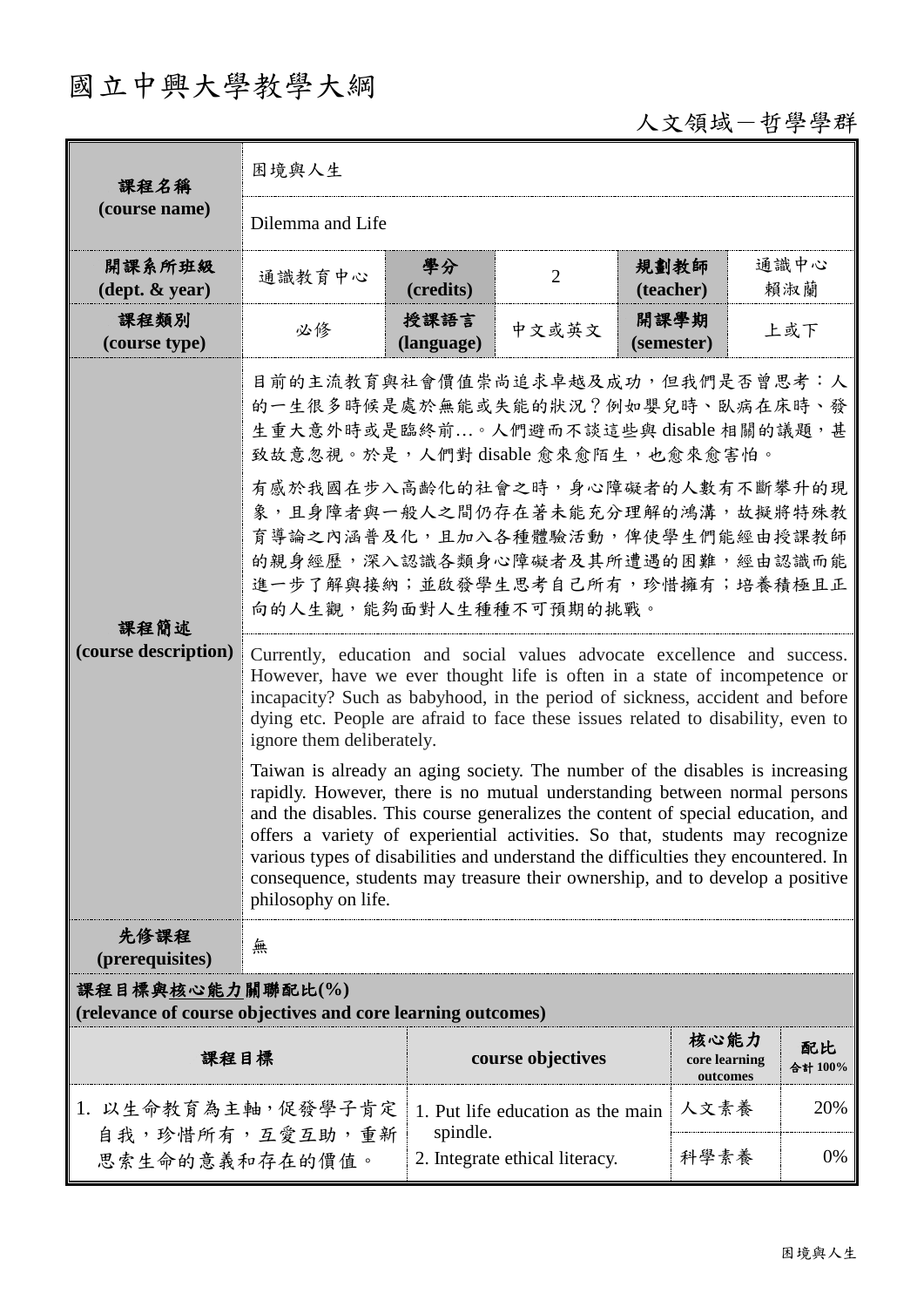# 國立中興大學教學大綱

人文領域－哲學學群

| 課程名稱 (course name) | 困境與人生 | | | | |
|---|---|---|---|---|---|
| | Dilemma and Life | | | | |
| 開課系所班級 (dept. & year) | 通識教育中心 | 學分 (credits) | 2 | 規劃教師 (teacher) | 通識中心 賴淑蘭 |
| 課程類別 (course type) | 必修 | 授課語言 (language) | 中文或英文 | 開課學期 (semester) | 上或下 |
| 課程簡述 (course description) | 目前的主流教育與社會價值崇尚追求卓越及成功，但我們是否曾思考：人的一生很多時候是處於無能或失能的狀況？例如嬰兒時、臥病在床時、發生重大意外時或是臨終前…。人們避而不談這些與 disable 相關的議題，甚致故意忽視。於是，人們對 disable 愈來愈陌生，也愈來愈害怕。<br><br>有感於我國在步入高齡化的社會之時，身心障礙者的人數有不斷攀升的現象，且身障者與一般人之間仍存在著未能充分理解的鴻溝，故擬將特殊教育導論之內涵普及化，且加入各種體驗活動，俾使學生們能經由授課教師的親身經歷，深入認識各類身心障礙者及其所遭遇的困難，經由認識而能進一步了解與接納；並啟發學生思考自己所有，珍惜擁有；培養積極且正向的人生觀，能夠面對人生種種不可預期的挑戰。 | | | | |
| | Currently, education and social values advocate excellence and success. However, have we ever thought life is often in a state of incompetence or incapacity? Such as babyhood, in the period of sickness, accident and before dying etc. People are afraid to face these issues related to disability, even to ignore them deliberately.<br><br>Taiwan is already an aging society. The number of the disables is increasing rapidly. However, there is no mutual understanding between normal persons and the disables. This course generalizes the content of special education, and offers a variety of experiential activities. So that, students may recognize various types of disabilities and understand the difficulties they encountered. In consequence, students may treasure their ownership, and to develop a positive philosophy on life. | | | | |
| 先修課程 (prerequisites) | 無 | | | | |

**課程目標與核心能力關聯配比(%)**
**(relevance of course objectives and core learning outcomes)**

| 課程目標 | course objectives | 核心能力 core learning outcomes | 配比 合計 100% |
|---|---|---|---|
| 1. 以生命教育為主軸，促發學子肯定自我，珍惜所有，互愛互助，重新思索生命的意義和存在的價值。 | 1. Put life education as the main spindle.<br>2. Integrate ethical literacy. | 人文素養 | 20% |
| | | 科學素養 | 0% |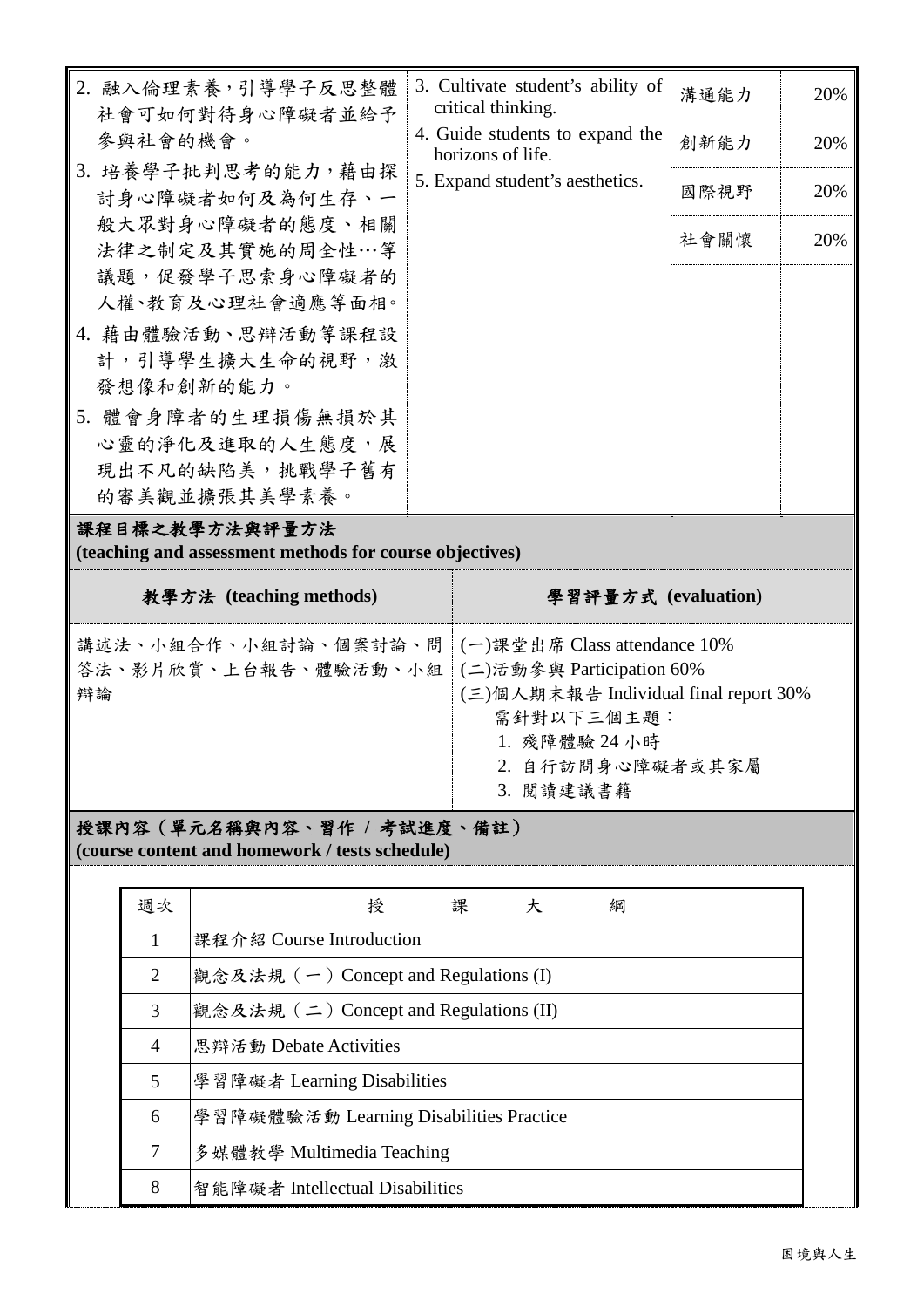| | | | |
|---|---|---|---|
| 2. 融入倫理素養，引導學子反思整體社會可如何對待身心障礙者並給予參與社會的機會。<br>3. 培養學子批判思考的能力，藉由探討身心障礙者如何及為何生存、一般大眾對身心障礙者的態度、相關法律之制定及其實施的周全性…等議題，促發學子思索身心障礙者的人權、教育及心理社會適應等面相。<br>4. 藉由體驗活動、思辯活動等課程設計，引導學生擴大生命的視野，激發想像和創新的能力。<br>5. 體會身障者的生理損傷無損於其心靈的淨化及進取的人生態度，展現出不凡的缺陷美，挑戰學子舊有的審美觀並擴張其美學素養。 | 3. Cultivate student's ability of critical thinking.<br>4. Guide students to expand the horizons of life.<br>5. Expand student's aesthetics. | 溝通能力<br>創新能力<br>國際視野<br>社會關懷 | 20%<br>20%<br>20%<br>20% |

## 課程目標之教學方法與評量方法 (teaching and assessment methods for course objectives)

| 教學方法 (teaching methods) | 學習評量方式 (evaluation) |
|---|---|
| 講述法、小組合作、小組討論、個案討論、問答法、影片欣賞、上台報告、體驗活動、小組辯論 | (一)課堂出席 Class attendance 10%<br>(二)活動參與 Participation 60%<br>(三)個人期末報告 Individual final report 30%<br>需針對以下三個主題：<br>1. 殘障體驗 24 小時<br>2. 自行訪問身心障礙者或其家屬<br>3. 閱讀建議書籍 |

## 授課內容（單元名稱與內容、習作 / 考試進度、備註） (course content and homework / tests schedule)

| 週次 | 授　課　大　綱 |
|---|---|
| 1 | 課程介紹 Course Introduction |
| 2 | 觀念及法規（一）Concept and Regulations (I) |
| 3 | 觀念及法規（二）Concept and Regulations (II) |
| 4 | 思辯活動 Debate Activities |
| 5 | 學習障礙者 Learning Disabilities |
| 6 | 學習障礙體驗活動 Learning Disabilities Practice |
| 7 | 多媒體教學 Multimedia Teaching |
| 8 | 智能障礙者 Intellectual Disabilities |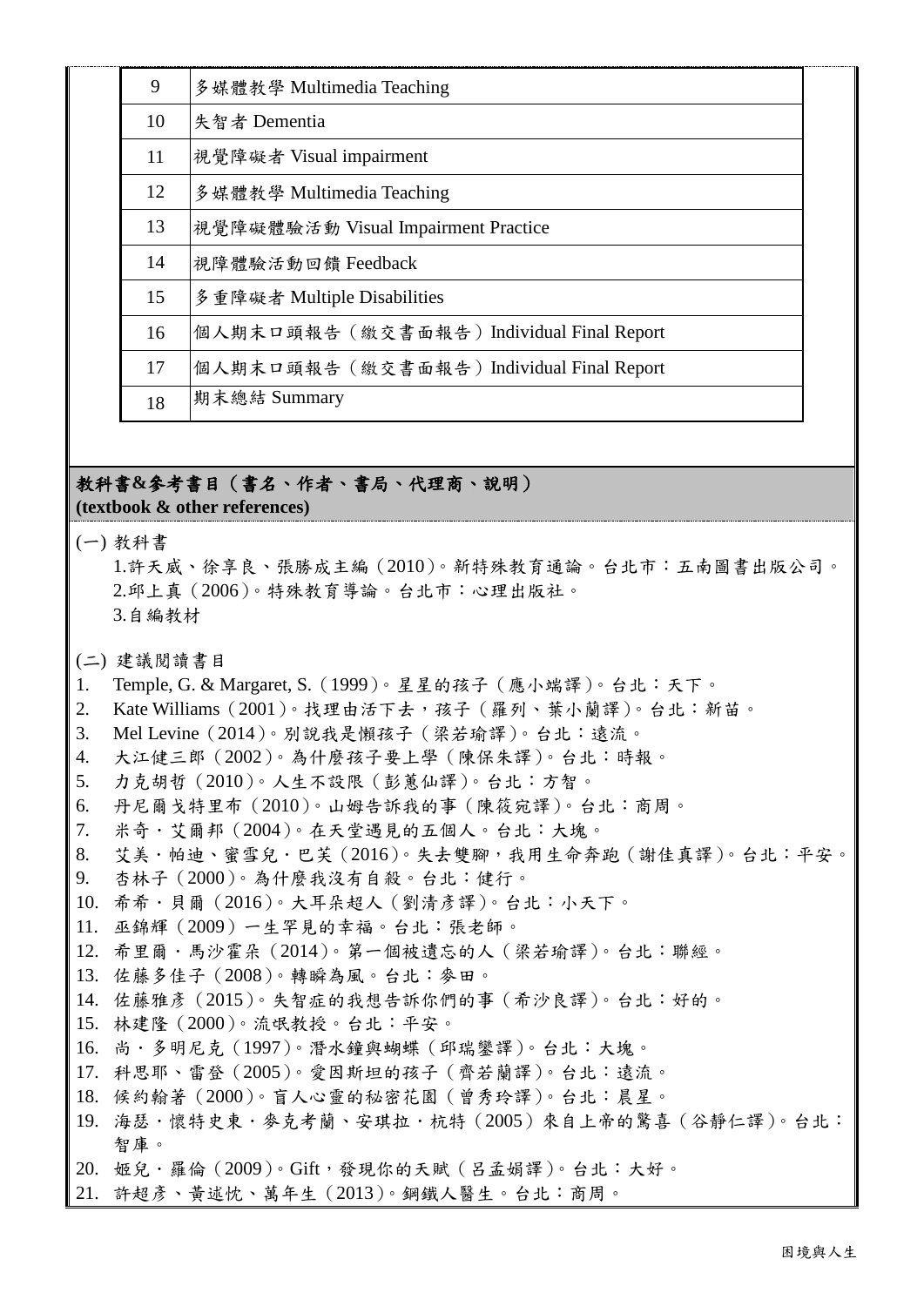| | |
|---|---|
| 9 | 多媒體教學 Multimedia Teaching |
| 10 | 失智者 Dementia |
| 11 | 視覺障礙者 Visual impairment |
| 12 | 多媒體教學 Multimedia Teaching |
| 13 | 視覺障礙體驗活動 Visual Impairment Practice |
| 14 | 視障體驗活動回饋 Feedback |
| 15 | 多重障礙者 Multiple Disabilities |
| 16 | 個人期末口頭報告（繳交書面報告）Individual Final Report |
| 17 | 個人期末口頭報告（繳交書面報告）Individual Final Report |
| 18 | 期末總結 Summary |

**教科書&參考書目（書名、作者、書局、代理商、說明）**
**(textbook & other references)**

(一) 教科書

1.許天威、徐享良、張勝成主編（2010）。新特殊教育通論。台北市：五南圖書出版公司。
2.邱上真（2006）。特殊教育導論。台北市：心理出版社。
3.自編教材

(二) 建議閱讀書目

1. Temple, G. & Margaret, S.（1999）。星星的孩子（應小端譯）。台北：天下。
2. Kate Williams（2001）。找理由活下去，孩子（羅列、葉小蘭譯）。台北：新苗。
3. Mel Levine（2014）。別說我是懶孩子（梁若瑜譯）。台北：遠流。
4. 大江健三郎（2002）。為什麼孩子要上學（陳保朱譯）。台北：時報。
5. 力克胡哲（2010）。人生不設限（彭蕙仙譯）。台北：方智。
6. 丹尼爾戈特里布（2010）。山姆告訴我的事（陳筱宛譯）。台北：商周。
7. 米奇・艾爾邦（2004）。在天堂遇見的五個人。台北：大塊。
8. 艾美・帕迪、蜜雪兒・巴芙（2016）。失去雙腳，我用生命奔跑（謝佳真譯）。台北：平安。
9. 杏林子（2000）。為什麼我沒有自殺。台北：健行。
10. 希希・貝爾（2016）。大耳朵超人（劉清彥譯）。台北：小天下。
11. 巫錦輝（2009）一生罕見的幸福。台北：張老師。
12. 希里爾・馬沙霍朵（2014）。第一個被遺忘的人（梁若瑜譯）。台北：聯經。
13. 佐藤多佳子（2008）。轉瞬為風。台北：麥田。
14. 佐藤雅彥（2015）。失智症的我想告訴你們的事（希沙良譯）。台北：好的。
15. 林建隆（2000）。流氓教授。台北：平安。
16. 尚・多明尼克（1997）。潛水鐘與蝴蝶（邱瑞鑾譯）。台北：大塊。
17. 科思耶、雷登（2005）。愛因斯坦的孩子（齊若蘭譯）。台北：遠流。
18. 候約翰著（2000）。盲人心靈的秘密花園（曾秀玲譯）。台北：晨星。
19. 海瑟・懷特史東・麥克考蘭、安琪拉・杭特（2005）來自上帝的驚喜（谷靜仁譯）。台北：智庫。
20. 姬兒・羅倫（2009）。Gift，發現你的天賦（呂孟娟譯）。台北：大好。
21. 許超彥、黃迷忱、萬年生（2013）。鋼鐵人醫生。台北：商周。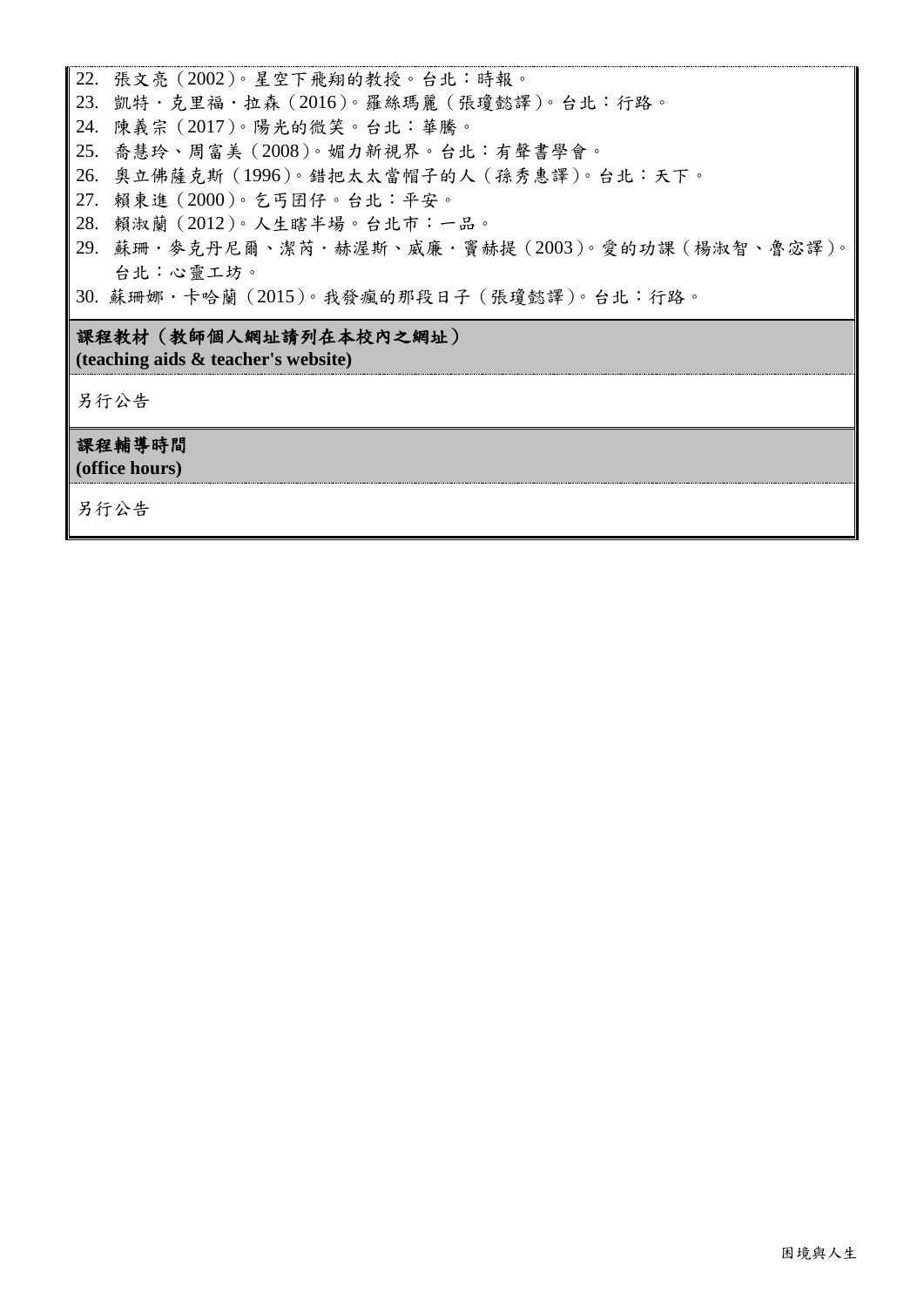22. 張文亮（2002）。星空下飛翔的教授。台北：時報。
23. 凱特・克里福・拉森（2016）。羅絲瑪麗（張瓊懿譯）。台北：行路。
24. 陳義宗（2017）。陽光的微笑。台北：華騰。
25. 喬慧玲、周富美（2008）。媚力新視界。台北：有聲書學會。
26. 奧立佛薩克斯（1996）。錯把太太當帽子的人（孫秀惠譯）。台北：天下。
27. 賴東進（2000）。乞丐囝仔。台北：平安。
28. 賴淑蘭（2012）。人生瞎半場。台北市：一品。
29. 蘇珊・麥克丹尼爾、潔芮・赫渥斯、威廉・賓赫提（2003）。愛的功課（楊淑智、魯宓譯）。台北：心靈工坊。
30. 蘇珊娜・卡哈蘭（2015）。我發瘋的那段日子（張瓊懿譯）。台北：行路。

**課程教材（教師個人網址請列在本校內之網址）**
**(teaching aids & teacher's website)**

另行公告

**課程輔導時間**
**(office hours)**

另行公告